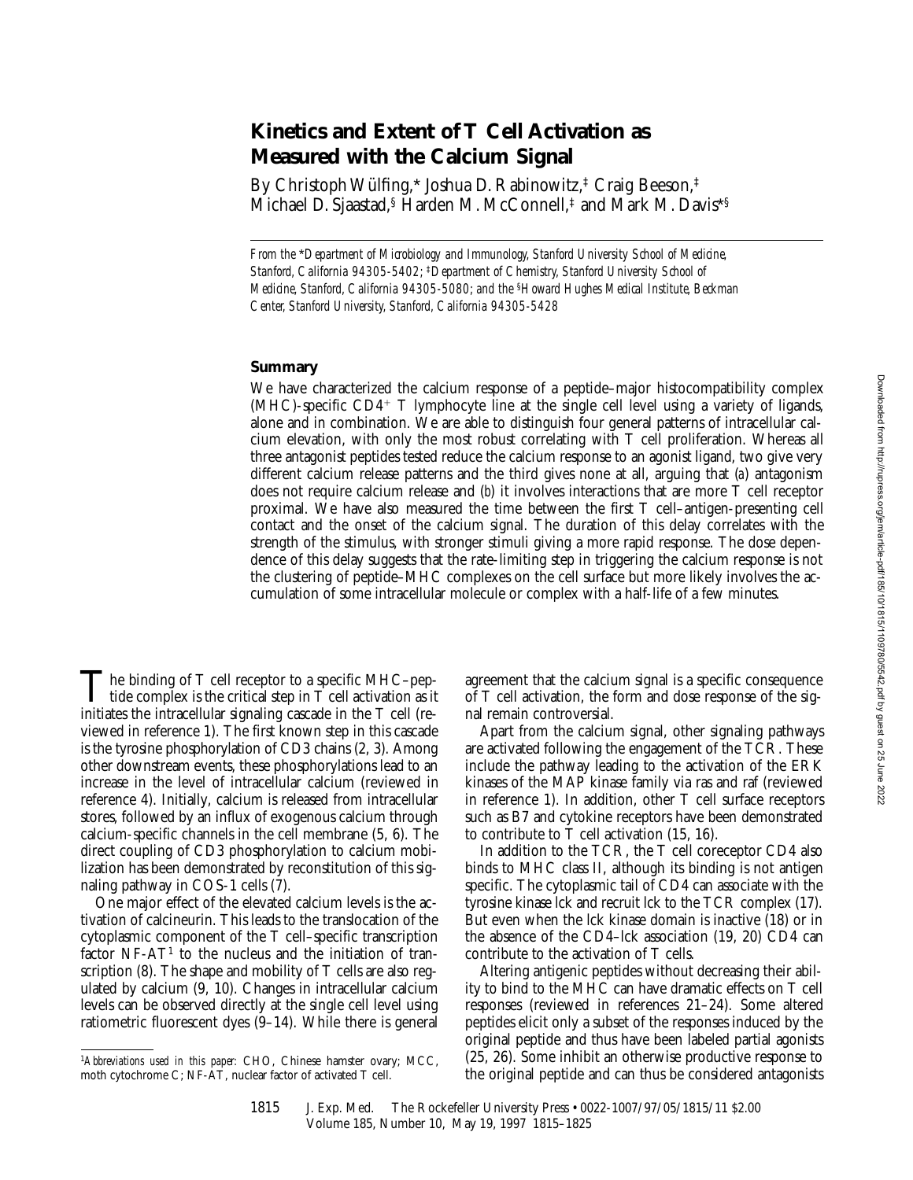# Kinetics and Extent of T Cell Activation as Measured with the Calcium Signal

By Christoph Wülfing,* Joshua D. Rabinowitz,‡ Craig Beeson,‡ Michael D. Sjaastad,§ Harden M. McConnell,‡ and Mark M. Davis*§

*From the \*Department of Microbiology and Immunology, Stanford University School of Medicine, Stanford, California 94305-5402; ‡Department of Chemistry, Stanford University School of Medicine, Stanford, California 94305-5080; and the §Howard Hughes Medical Institute, Beckman Center, Stanford University, Stanford, California 94305-5428*

## Summary

We have characterized the calcium response of a peptide–major histocompatibility complex (MHC)-specific $CD4^+$ T lymphocyte line at the single cell level using a variety of ligands, alone and in combination. We are able to distinguish four general patterns of intracellular calcium elevation, with only the most robust correlating with T cell proliferation. Whereas all three antagonist peptides tested reduce the calcium response to an agonist ligand, two give very different calcium release patterns and the third gives none at all, arguing that (*a*) antagonism does not require calcium release and (*b*) it involves interactions that are more T cell receptor proximal. We have also measured the time between the first T cell–antigen-presenting cell contact and the onset of the calcium signal. The duration of this delay correlates with the strength of the stimulus, with stronger stimuli giving a more rapid response. The dose dependence of this delay suggests that the rate-limiting step in triggering the calcium response is not the clustering of peptide–MHC complexes on the cell surface but more likely involves the accumulation of some intracellular molecule or complex with a half-life of a few minutes.

The binding of T cell receptor to a specific MHC–peptide complex is the critical step in T cell activation as it initiates the intracellular signaling cascade in the T cell (reviewed in reference 1). The first known step in this cascade is the tyrosine phosphorylation of CD3 chains (2, 3). Among other downstream events, these phosphorylations lead to an increase in the level of intracellular calcium (reviewed in reference 4). Initially, calcium is released from intracellular stores, followed by an influx of exogenous calcium through calcium-specific channels in the cell membrane (5, 6). The direct coupling of CD3 phosphorylation to calcium mobilization has been demonstrated by reconstitution of this signaling pathway in COS-1 cells (7).

One major effect of the elevated calcium levels is the activation of calcineurin. This leads to the translocation of the cytoplasmic component of the T cell–specific transcription factor NF-AT[1] to the nucleus and the initiation of transcription (8). The shape and mobility of T cells are also regulated by calcium (9, 10). Changes in intracellular calcium levels can be observed directly at the single cell level using ratiometric fluorescent dyes (9–14). While there is general agreement that the calcium signal is a specific consequence of T cell activation, the form and dose response of the signal remain controversial.

Apart from the calcium signal, other signaling pathways are activated following the engagement of the TCR. These include the pathway leading to the activation of the ERK kinases of the MAP kinase family via ras and raf (reviewed in reference 1). In addition, other T cell surface receptors such as B7 and cytokine receptors have been demonstrated to contribute to T cell activation (15, 16).

In addition to the TCR, the T cell coreceptor CD4 also binds to MHC class II, although its binding is not antigen specific. The cytoplasmic tail of CD4 can associate with the tyrosine kinase lck and recruit lck to the TCR complex (17). But even when the lck kinase domain is inactive (18) or in the absence of the CD4–lck association (19, 20) CD4 can contribute to the activation of T cells.

Altering antigenic peptides without decreasing their ability to bind to the MHC can have dramatic effects on T cell responses (reviewed in references 21–24). Some altered peptides elicit only a subset of the responses induced by the original peptide and thus have been labeled partial agonists (25, 26). Some inhibit an otherwise productive response to the original peptide and can thus be considered antagonists

[1] *Abbreviations used in this paper:* CHO, Chinese hamster ovary; MCC, moth cytochrome C; NF-AT, nuclear factor of activated T cell.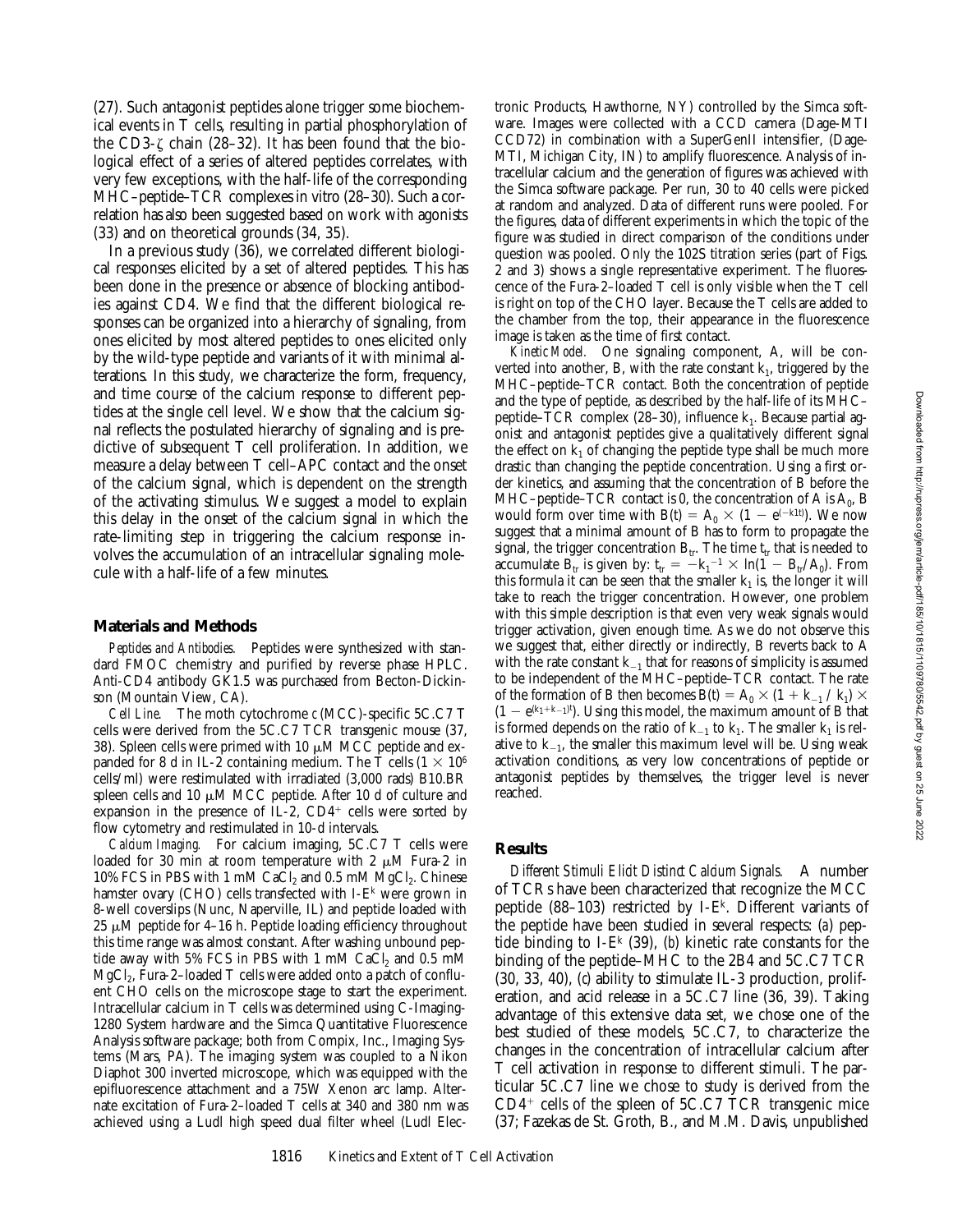(27). Such antagonist peptides alone trigger some biochemical events in T cells, resulting in partial phosphorylation of the CD3-ζ chain (28–32). It has been found that the biological effect of a series of altered peptides correlates, with very few exceptions, with the half-life of the corresponding MHC–peptide–TCR complexes in vitro (28–30). Such a correlation has also been suggested based on work with agonists (33) and on theoretical grounds (34, 35).

In a previous study (36), we correlated different biological responses elicited by a set of altered peptides. This has been done in the presence or absence of blocking antibodies against CD4. We find that the different biological responses can be organized into a hierarchy of signaling, from ones elicited by most altered peptides to ones elicited only by the wild-type peptide and variants of it with minimal alterations. In this study, we characterize the form, frequency, and time course of the calcium response to different peptides at the single cell level. We show that the calcium signal reflects the postulated hierarchy of signaling and is predictive of subsequent T cell proliferation. In addition, we measure a delay between T cell–APC contact and the onset of the calcium signal, which is dependent on the strength of the activating stimulus. We suggest a model to explain this delay in the onset of the calcium signal in which the rate-limiting step in triggering the calcium response involves the accumulation of an intracellular signaling molecule with a half-life of a few minutes.

## Materials and Methods

*Peptides and Antibodies.* Peptides were synthesized with standard FMOC chemistry and purified by reverse phase HPLC. Anti-CD4 antibody GK1.5 was purchased from Becton-Dickinson (Mountain View, CA).

*Cell Line.* The moth cytochrome *c* (MCC)-specific 5C.C7 T cells were derived from the 5C.C7 TCR transgenic mouse (37, 38). Spleen cells were primed with 10 μM MCC peptide and expanded for 8 d in IL-2 containing medium. The T cells ($1 \times 10^6$ cells/ml) were restimulated with irradiated (3,000 rads) B10.BR spleen cells and 10 μM MCC peptide. After 10 d of culture and expansion in the presence of IL-2, $CD4^+$ cells were sorted by flow cytometry and restimulated in 10-d intervals.

*Calcium Imaging.* For calcium imaging, 5C.C7 T cells were loaded for 30 min at room temperature with 2 μM Fura-2 in 10% FCS in PBS with 1 mM $CaCl_2$ and 0.5 mM $MgCl_2$. Chinese hamster ovary (CHO) cells transfected with I-$E^k$ were grown in 8-well coverslips (Nunc, Naperville, IL) and peptide loaded with 25 μM peptide for 4–16 h. Peptide loading efficiency throughout this time range was almost constant. After washing unbound peptide away with 5% FCS in PBS with 1 mM $CaCl_2$ and 0.5 mM $MgCl_2$, Fura-2–loaded T cells were added onto a patch of confluent CHO cells on the microscope stage to start the experiment. Intracellular calcium in T cells was determined using C-Imaging-1280 System hardware and the Simca Quantitative Fluorescence Analysis software package; both from Compix, Inc., Imaging Systems (Mars, PA). The imaging system was coupled to a Nikon Diaphot 300 inverted microscope, which was equipped with the epifluorescence attachment and a 75W Xenon arc lamp. Alternate excitation of Fura-2–loaded T cells at 340 and 380 nm was achieved using a Ludl high speed dual filter wheel (Ludl Electronic Products, Hawthorne, NY) controlled by the Simca software. Images were collected with a CCD camera (Dage-MTI CCD72) in combination with a SuperGenII intensifier, (Dage-MTI, Michigan City, IN) to amplify fluorescence. Analysis of intracellular calcium and the generation of figures was achieved with the Simca software package. Per run, 30 to 40 cells were picked at random and analyzed. Data of different runs were pooled. For the figures, data of different experiments in which the topic of the figure was studied in direct comparison of the conditions under question was pooled. Only the 102S titration series (part of Figs. 2 and 3) shows a single representative experiment. The fluorescence of the Fura-2–loaded T cell is only visible when the T cell is right on top of the CHO layer. Because the T cells are added to the chamber from the top, their appearance in the fluorescence image is taken as the time of first contact.

*Kinetic Model.* One signaling component, A, will be converted into another, B, with the rate constant $k_1$, triggered by the MHC–peptide–TCR contact. Both the concentration of peptide and the type of peptide, as described by the half-life of its MHC–peptide–TCR complex (28–30), influence $k_1$. Because partial agonist and antagonist peptides give a qualitatively different signal the effect on $k_1$ of changing the peptide type shall be much more drastic than changing the peptide concentration. Using a first order kinetics, and assuming that the concentration of B before the MHC–peptide–TCR contact is 0, the concentration of A is $A_0$, B would form over time with $B(t) = A_0 \times (1 - e^{(-k1t)})$. We now suggest that a minimal amount of B has to form to propagate the signal, the trigger concentration $B_{tr}$. The time $t_{tr}$ that is needed to accumulate $B_{tr}$ is given by: $t_{tr} = -k_1^{-1} \times \ln(1 - B_{tr}/A_0)$. From this formula it can be seen that the smaller $k_1$ is, the longer it will take to reach the trigger concentration. However, one problem with this simple description is that even very weak signals would trigger activation, given enough time. As we do not observe this we suggest that, either directly or indirectly, B reverts back to A with the rate constant $k_{-1}$ that for reasons of simplicity is assumed to be independent of the MHC–peptide–TCR contact. The rate of the formation of B then becomes $B(t) = A_0 \times (1 + k_{-1} / k_1) \times (1 - e^{(k_1 + k_{-1})t})$. Using this model, the maximum amount of B that is formed depends on the ratio of $k_{-1}$ to $k_1$. The smaller $k_1$ is relative to $k_{-1}$, the smaller this maximum level will be. Using weak activation conditions, as very low concentrations of peptide or antagonist peptides by themselves, the trigger level is never reached.

## Results

*Different Stimuli Elicit Distinct Calcium Signals.* A number of TCRs have been characterized that recognize the MCC peptide (88–103) restricted by I-$E^k$. Different variants of the peptide have been studied in several respects: (*a*) peptide binding to I-$E^k$ (39), (*b*) kinetic rate constants for the binding of the peptide–MHC to the 2B4 and 5C.C7 TCR (30, 33, 40), (*c*) ability to stimulate IL-3 production, proliferation, and acid release in a 5C.C7 line (36, 39). Taking advantage of this extensive data set, we chose one of the best studied of these models, 5C.C7, to characterize the changes in the concentration of intracellular calcium after T cell activation in response to different stimuli. The particular 5C.C7 line we chose to study is derived from the $CD4^+$ cells of the spleen of 5C.C7 TCR transgenic mice (37; Fazekas de St. Groth, B., and M.M. Davis, unpublished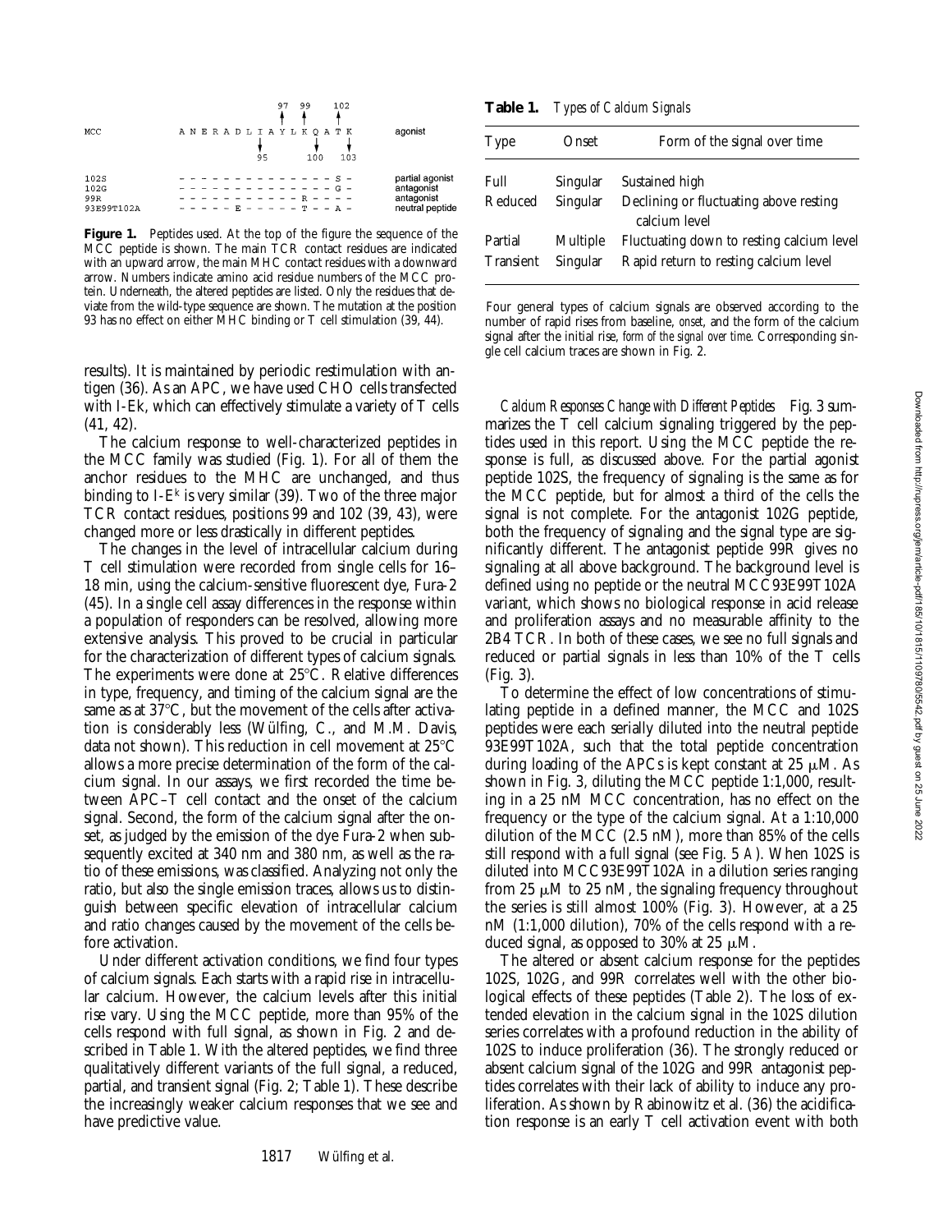```
                    97  99    102
                    ↑   ↑     ↑
MCC        A N E R A D L I A Y L K Q A T K        agonist
                  ↓         ↓     ↓
                  95        100   103

102S       - - - - - - - - - - - - - - S -        partial agonist
102G       - - - - - - - - - - - - - - G -        antagonist
99R        - - - - - - - - - - - - R - - - -      antagonist
93E99T102A - - - - - E - - - - - T - - A -        neutral peptide
```

**Figure 1.** Peptides used. At the top of the figure the sequence of the MCC peptide is shown. The main TCR contact residues are indicated with an upward arrow, the main MHC contact residues with a downward arrow. Numbers indicate amino acid residue numbers of the MCC protein. Underneath, the altered peptides are listed. Only the residues that deviate from the wild-type sequence are shown. The mutation at the position 93 has no effect on either MHC binding or T cell stimulation (39, 44).

results). It is maintained by periodic restimulation with antigen (36). As an APC, we have used CHO cells transfected with I-Ek, which can effectively stimulate a variety of T cells (41, 42).

The calcium response to well-characterized peptides in the MCC family was studied (Fig. 1). For all of them the anchor residues to the MHC are unchanged, and thus binding to I-E$^k$ is very similar (39). Two of the three major TCR contact residues, positions 99 and 102 (39, 43), were changed more or less drastically in different peptides.

The changes in the level of intracellular calcium during T cell stimulation were recorded from single cells for 16–18 min, using the calcium-sensitive fluorescent dye, Fura-2 (45). In a single cell assay differences in the response within a population of responders can be resolved, allowing more extensive analysis. This proved to be crucial in particular for the characterization of different types of calcium signals. The experiments were done at 25°C. Relative differences in type, frequency, and timing of the calcium signal are the same as at 37°C, but the movement of the cells after activation is considerably less (Wülfing, C., and M.M. Davis, data not shown). This reduction in cell movement at 25°C allows a more precise determination of the form of the calcium signal. In our assays, we first recorded the time between APC–T cell contact and the onset of the calcium signal. Second, the form of the calcium signal after the onset, as judged by the emission of the dye Fura-2 when subsequently excited at 340 nm and 380 nm, as well as the ratio of these emissions, was classified. Analyzing not only the ratio, but also the single emission traces, allows us to distinguish between specific elevation of intracellular calcium and ratio changes caused by the movement of the cells before activation.

Under different activation conditions, we find four types of calcium signals. Each starts with a rapid rise in intracellular calcium. However, the calcium levels after this initial rise vary. Using the MCC peptide, more than 95% of the cells respond with full signal, as shown in Fig. 2 and described in Table 1. With the altered peptides, we find three qualitatively different variants of the full signal, a reduced, partial, and transient signal (Fig. 2; Table 1). These describe the increasingly weaker calcium responses that we see and have predictive value.

**Table 1.** *Types of Calcium Signals*

| Type | Onset | Form of the signal over time |
|---|---|---|
| Full | Singular | Sustained high |
| Reduced | Singular | Declining or fluctuating above resting calcium level |
| Partial | Multiple | Fluctuating down to resting calcium level |
| Transient | Singular | Rapid return to resting calcium level |

Four general types of calcium signals are observed according to the number of rapid rises from baseline, *onset*, and the form of the calcium signal after the initial rise, *form of the signal over time*. Corresponding single cell calcium traces are shown in Fig. 2.

*Calcium Responses Change with Different Peptides.* Fig. 3 summarizes the T cell calcium signaling triggered by the peptides used in this report. Using the MCC peptide the response is full, as discussed above. For the partial agonist peptide 102S, the frequency of signaling is the same as for the MCC peptide, but for almost a third of the cells the signal is not complete. For the antagonist 102G peptide, both the frequency of signaling and the signal type are significantly different. The antagonist peptide 99R gives no signaling at all above background. The background level is defined using no peptide or the neutral MCC93E99T102A variant, which shows no biological response in acid release and proliferation assays and no measurable affinity to the 2B4 TCR. In both of these cases, we see no full signals and reduced or partial signals in less than 10% of the T cells (Fig. 3).

To determine the effect of low concentrations of stimulating peptide in a defined manner, the MCC and 102S peptides were each serially diluted into the neutral peptide 93E99T102A, such that the total peptide concentration during loading of the APCs is kept constant at 25 μM. As shown in Fig. 3, diluting the MCC peptide 1:1,000, resulting in a 25 nM MCC concentration, has no effect on the frequency or the type of the calcium signal. At a 1:10,000 dilution of the MCC (2.5 nM), more than 85% of the cells still respond with a full signal (see Fig. 5 *A*). When 102S is diluted into MCC93E99T102A in a dilution series ranging from 25 μM to 25 nM, the signaling frequency throughout the series is still almost 100% (Fig. 3). However, at a 25 nM (1:1,000 dilution), 70% of the cells respond with a reduced signal, as opposed to 30% at 25 μM.

The altered or absent calcium response for the peptides 102S, 102G, and 99R correlates well with the other biological effects of these peptides (Table 2). The loss of extended elevation in the calcium signal in the 102S dilution series correlates with a profound reduction in the ability of 102S to induce proliferation (36). The strongly reduced or absent calcium signal of the 102G and 99R antagonist peptides correlates with their lack of ability to induce any proliferation. As shown by Rabinowitz et al. (36) the acidification response is an early T cell activation event with both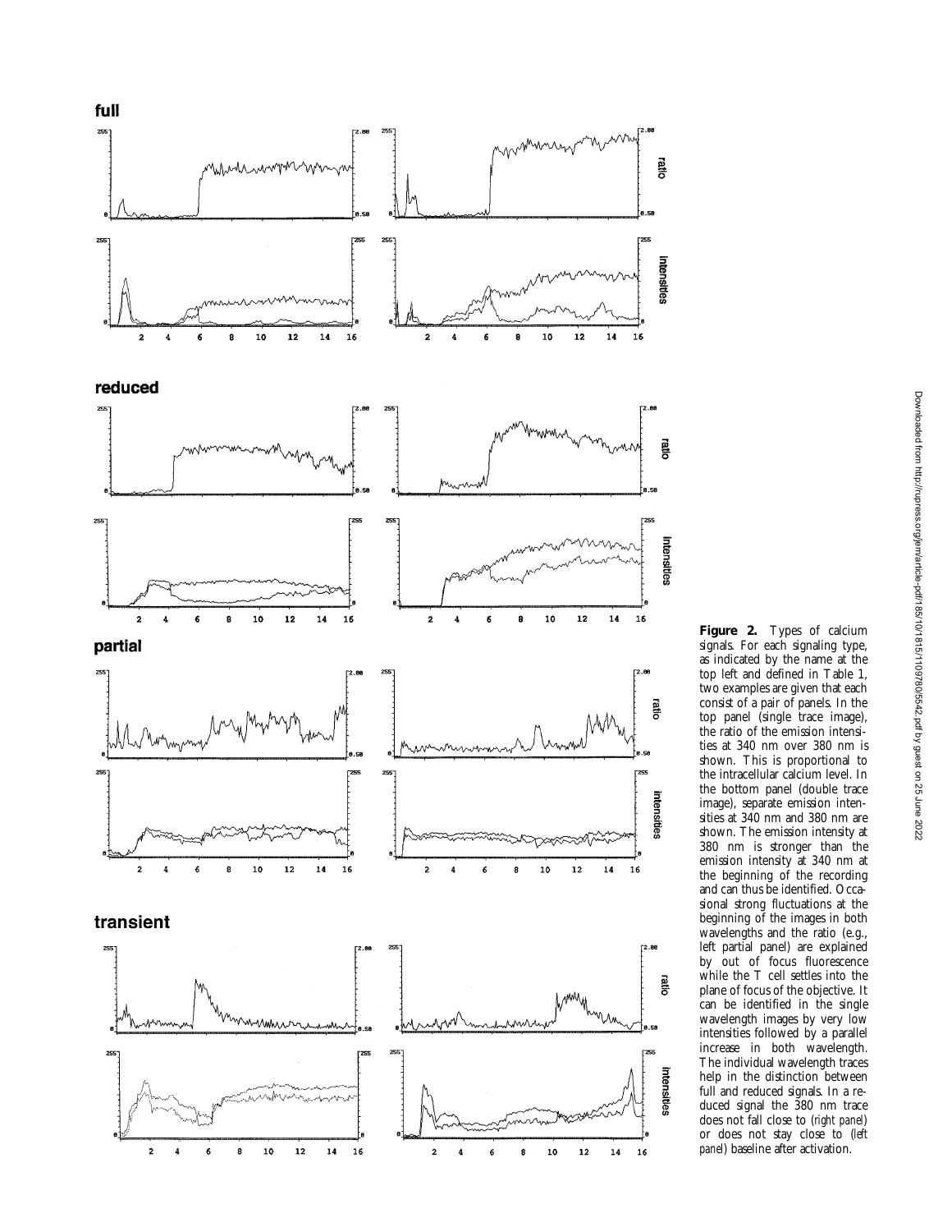**Figure 2.** Types of calcium signals. For each signaling type, as indicated by the name at the top left and defined in Table 1, two examples are given that each consist of a pair of panels. In the top panel (single trace image), the ratio of the emission intensities at 340 nm over 380 nm is shown. This is proportional to the intracellular calcium level. In the bottom panel (double trace image), separate emission intensities at 340 nm and 380 nm are shown. The emission intensity at 380 nm is stronger than the emission intensity at 340 nm at the beginning of the recording and can thus be identified. Occasional strong fluctuations at the beginning of the images in both wavelengths and the ratio (e.g., left partial panel) are explained by out of focus fluorescence while the T cell settles into the plane of focus of the objective. It can be identified in the single wavelength images by very low intensities followed by a parallel increase in both wavelength. The individual wavelength traces help in the distinction between full and reduced signals. In a reduced signal the 380 nm trace does not fall close to (*right panel*) or does not stay close to (*left panel*) baseline after activation.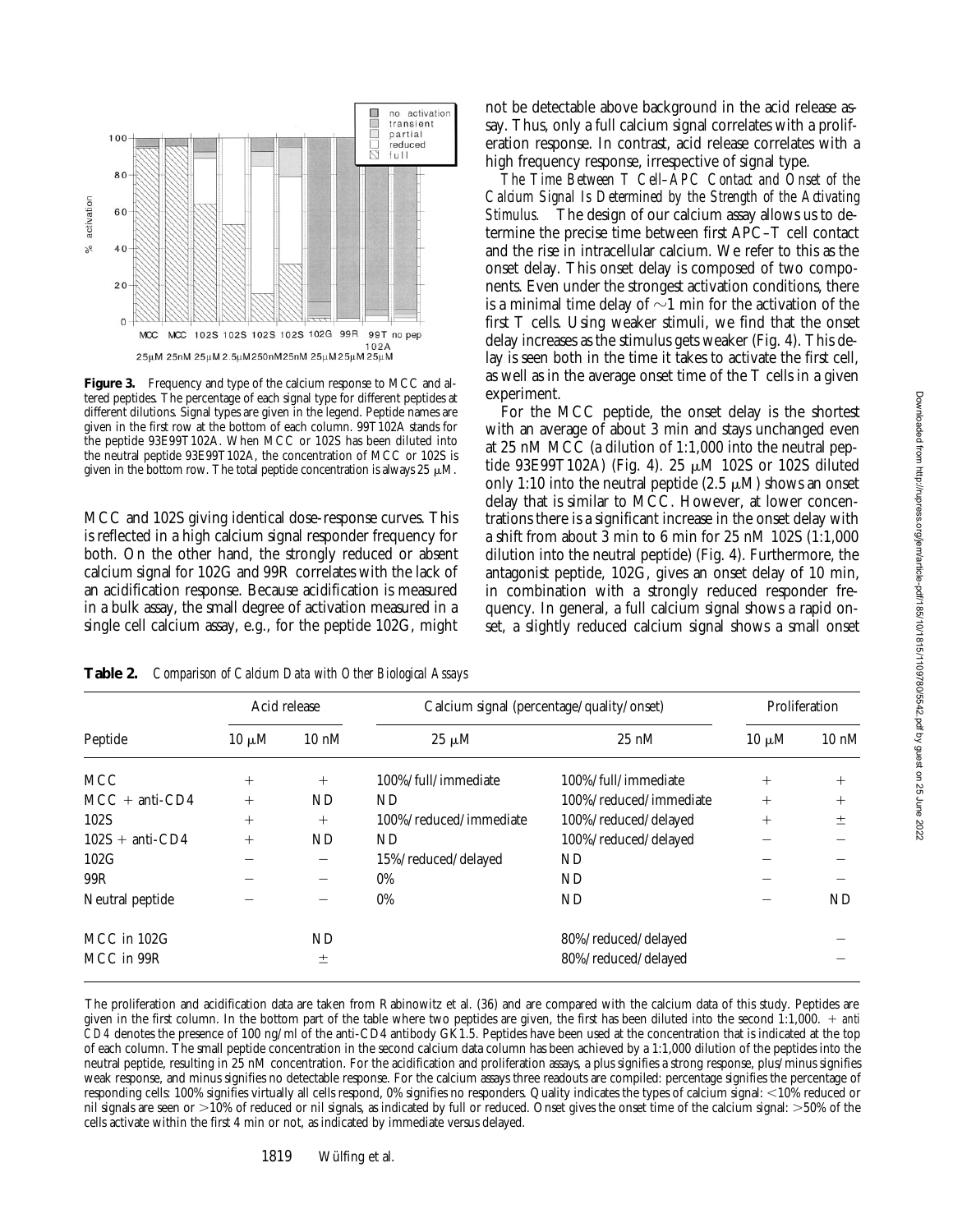**Figure 3.** Frequency and type of the calcium response to MCC and altered peptides. The percentage of each signal type for different peptides at different dilutions. Signal types are given in the legend. Peptide names are given in the first row at the bottom of each column. 99T102A stands for the peptide 93E99T102A. When MCC or 102S has been diluted into the neutral peptide 93E99T102A, the concentration of MCC or 102S is given in the bottom row. The total peptide concentration is always 25 μM.

MCC and 102S giving identical dose-response curves. This is reflected in a high calcium signal responder frequency for both. On the other hand, the strongly reduced or absent calcium signal for 102G and 99R correlates with the lack of an acidification response. Because acidification is measured in a bulk assay, the small degree of activation measured in a single cell calcium assay, e.g., for the peptide 102G, might not be detectable above background in the acid release assay. Thus, only a full calcium signal correlates with a proliferation response. In contrast, acid release correlates with a high frequency response, irrespective of signal type.

*The Time Between T Cell–APC Contact and Onset of the Calcium Signal Is Determined by the Strength of the Activating Stimulus.* The design of our calcium assay allows us to determine the precise time between first APC–T cell contact and the rise in intracellular calcium. We refer to this as the onset delay. This onset delay is composed of two components. Even under the strongest activation conditions, there is a minimal time delay of ~1 min for the activation of the first T cells. Using weaker stimuli, we find that the onset delay increases as the stimulus gets weaker (Fig. 4). This delay is seen both in the time it takes to activate the first cell, as well as in the average onset time of the T cells in a given experiment.

For the MCC peptide, the onset delay is the shortest with an average of about 3 min and stays unchanged even at 25 nM MCC (a dilution of 1:1,000 into the neutral peptide 93E99T102A) (Fig. 4). 25 μM 102S or 102S diluted only 1:10 into the neutral peptide (2.5 μM) shows an onset delay that is similar to MCC. However, at lower concentrations there is a significant increase in the onset delay with a shift from about 3 min to 6 min for 25 nM 102S (1:1,000 dilution into the neutral peptide) (Fig. 4). Furthermore, the antagonist peptide, 102G, gives an onset delay of 10 min, in combination with a strongly reduced responder frequency. In general, a full calcium signal shows a rapid onset, a slightly reduced calcium signal shows a small onset

**Table 2.** *Comparison of Calcium Data with Other Biological Assays*

| Peptide | Acid release | | Calcium signal (percentage/quality/onset) | | Proliferation | |
|---|---|---|---|---|---|---|
| | 10 μM | 10 nM | 25 μM | 25 nM | 10 μM | 10 nM |
| MCC | + | + | 100%/full/immediate | 100%/full/immediate | + | + |
| MCC + anti-CD4 | + | ND | ND | 100%/reduced/immediate | + | + |
| 102S | + | + | 100%/reduced/immediate | 100%/reduced/delayed | + | ± |
| 102S + anti-CD4 | + | ND | ND | 100%/reduced/delayed | – | – |
| 102G | – | – | 15%/reduced/delayed | ND | – | – |
| 99R | – | – | 0% | ND | – | – |
| Neutral peptide | – | – | 0% | ND | – | ND |
| MCC in 102G | | ND | | 80%/reduced/delayed | | – |
| MCC in 99R | | ± | | 80%/reduced/delayed | | – |

The proliferation and acidification data are taken from Rabinowitz et al. (36) and are compared with the calcium data of this study. Peptides are given in the first column. In the bottom part of the table where two peptides are given, the first has been diluted into the second 1:1,000. *+ anti CD4* denotes the presence of 100 ng/ml of the anti-CD4 antibody GK1.5. Peptides have been used at the concentration that is indicated at the top of each column. The small peptide concentration in the second calcium data column has been achieved by a 1:1,000 dilution of the peptides into the neutral peptide, resulting in 25 nM concentration. For the acidification and proliferation assays, a plus signifies a strong response, plus/minus signifies weak response, and minus signifies no detectable response. For the calcium assays three readouts are compiled: percentage signifies the percentage of responding cells: 100% signifies virtually all cells respond, 0% signifies no responders. Quality indicates the types of calcium signal: <10% reduced or nil signals are seen or >10% of reduced or nil signals, as indicated by full or reduced. Onset gives the onset time of the calcium signal: >50% of the cells activate within the first 4 min or not, as indicated by immediate versus delayed.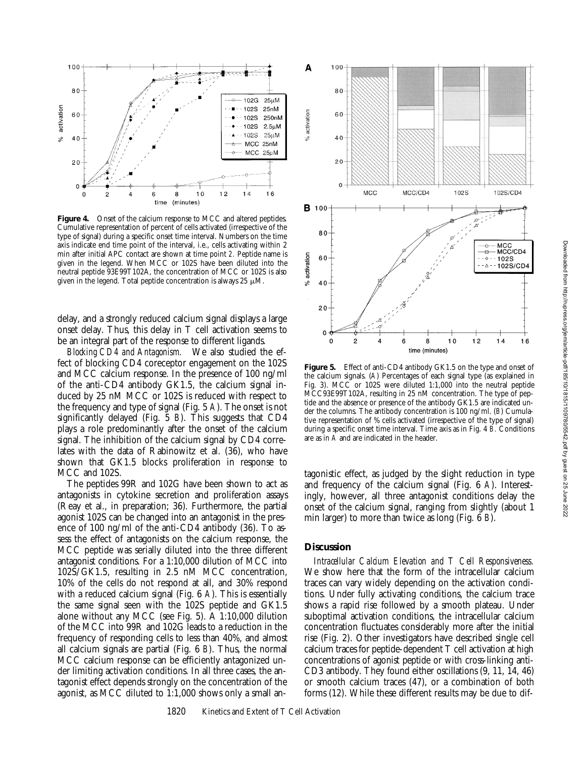**Figure 4.** Onset of the calcium response to MCC and altered peptides. Cumulative representation of percent of cells activated (irrespective of the type of signal) during a specific onset time interval. Numbers on the time axis indicate end time point of the interval, i.e., cells activating within 2 min after initial APC contact are shown at time point *2*. Peptide name is given in the legend. When MCC or 102S have been diluted into the neutral peptide 93E99T102A, the concentration of MCC or 102S is also given in the legend. Total peptide concentration is always 25 μM.

delay, and a strongly reduced calcium signal displays a large onset delay. Thus, this delay in T cell activation seems to be an integral part of the response to different ligands.

*Blocking CD4 and Antagonism.* We also studied the effect of blocking CD4 coreceptor engagement on the 102S and MCC calcium response. In the presence of 100 ng/ml of the anti-CD4 antibody GK1.5, the calcium signal induced by 25 nM MCC or 102S is reduced with respect to the frequency and type of signal (Fig. 5 *A*). The onset is not significantly delayed (Fig. 5 *B*). This suggests that CD4 plays a role predominantly after the onset of the calcium signal. The inhibition of the calcium signal by CD4 correlates with the data of Rabinowitz et al. (36), who have shown that GK1.5 blocks proliferation in response to MCC and 102S.

The peptides 99R and 102G have been shown to act as antagonists in cytokine secretion and proliferation assays (Reay et al., in preparation; 36). Furthermore, the partial agonist 102S can be changed into an antagonist in the presence of 100 ng/ml of the anti-CD4 antibody (36). To assess the effect of antagonists on the calcium response, the MCC peptide was serially diluted into the three different antagonist conditions. For a 1:10,000 dilution of MCC into 102S/GK1.5, resulting in 2.5 nM MCC concentration, 10% of the cells do not respond at all, and 30% respond with a reduced calcium signal (Fig. 6 *A*). This is essentially the same signal seen with the 102S peptide and GK1.5 alone without any MCC (see Fig. 5). A 1:10,000 dilution of the MCC into 99R and 102G leads to a reduction in the frequency of responding cells to less than 40%, and almost all calcium signals are partial (Fig. 6 *B*). Thus, the normal MCC calcium response can be efficiently antagonized under limiting activation conditions. In all three cases, the antagonist effect depends strongly on the concentration of the agonist, as MCC diluted to 1:1,000 shows only a small antagonistic effect, as judged by the slight reduction in type and frequency of the calcium signal (Fig. 6 *A*). Interestingly, however, all three antagonist conditions delay the onset of the calcium signal, ranging from slightly (about 1 min larger) to more than twice as long (Fig. 6 *B*).

**Figure 5.** Effect of anti-CD4 antibody GK1.5 on the type and onset of the calcium signals. (*A*) Percentages of each signal type (as explained in Fig. 3). MCC or 102S were diluted 1:1,000 into the neutral peptide MCC93E99T102A, resulting in 25 nM concentration. The type of peptide and the absence or presence of the antibody GK1.5 are indicated under the columns. The antibody concentration is 100 ng/ml. (*B*) Cumulative representation of % cells activated (irrespective of the type of signal) during a specific onset time interval. Time axis as in Fig. 4 *B*. Conditions are as in *A* and are indicated in the header.

## Discussion

*Intracellular Calcium Elevation and T Cell Responsiveness.* We show here that the form of the intracellular calcium traces can vary widely depending on the activation conditions. Under fully activating conditions, the calcium trace shows a rapid rise followed by a smooth plateau. Under suboptimal activation conditions, the intracellular calcium concentration fluctuates considerably more after the initial rise (Fig. 2). Other investigators have described single cell calcium traces for peptide-dependent T cell activation at high concentrations of agonist peptide or with cross-linking anti-CD3 antibody. They found either oscillations (9, 11, 14, 46) or smooth calcium traces (47), or a combination of both forms (12). While these different results may be due to dif-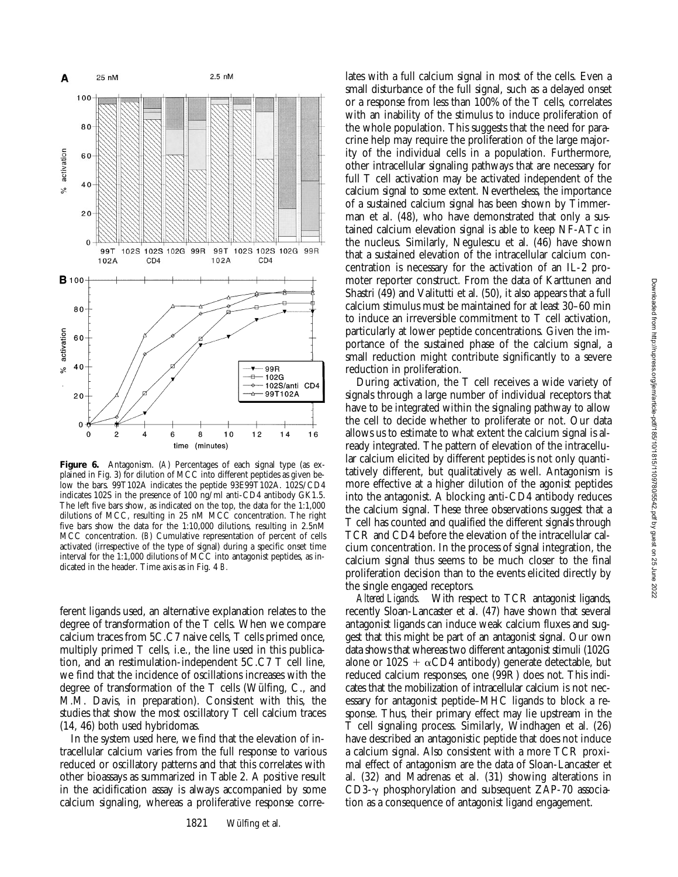**Figure 6.** Antagonism. (*A*) Percentages of each signal type (as explained in Fig. 3) for dilution of MCC into different peptides as given below the bars. 99T102A indicates the peptide 93E99T102A. 102S/CD4 indicates 102S in the presence of 100 ng/ml anti-CD4 antibody GK1.5. The left five bars show, as indicated on the top, the data for the 1:1,000 dilutions of MCC, resulting in 25 nM MCC concentration. The right five bars show the data for the 1:10,000 dilutions, resulting in 2.5nM MCC concentration. (*B*) Cumulative representation of percent of cells activated (irrespective of the type of signal) during a specific onset time interval for the 1:1,000 dilutions of MCC into antagonist peptides, as indicated in the header. Time axis as in Fig. 4 *B*.

ferent ligands used, an alternative explanation relates to the degree of transformation of the T cells. When we compare calcium traces from 5C.C7 naive cells, T cells primed once, multiply primed T cells, i.e., the line used in this publication, and an restimulation-independent 5C.C7 T cell line, we find that the incidence of oscillations increases with the degree of transformation of the T cells (Wülfing, C., and M.M. Davis, in preparation). Consistent with this, the studies that show the most oscillatory T cell calcium traces (14, 46) both used hybridomas.

In the system used here, we find that the elevation of intracellular calcium varies from the full response to various reduced or oscillatory patterns and that this correlates with other bioassays as summarized in Table 2. A positive result in the acidification assay is always accompanied by some calcium signaling, whereas a proliferative response correlates with a full calcium signal in most of the cells. Even a small disturbance of the full signal, such as a delayed onset or a response from less than 100% of the T cells, correlates with an inability of the stimulus to induce proliferation of the whole population. This suggests that the need for paracrine help may require the proliferation of the large majority of the individual cells in a population. Furthermore, other intracellular signaling pathways that are necessary for full T cell activation may be activated independent of the calcium signal to some extent. Nevertheless, the importance of a sustained calcium signal has been shown by Timmerman et al. (48), who have demonstrated that only a sustained calcium elevation signal is able to keep NF-ATc in the nucleus. Similarly, Negulescu et al. (46) have shown that a sustained elevation of the intracellular calcium concentration is necessary for the activation of an IL-2 promoter reporter construct. From the data of Karttunen and Shastri (49) and Valitutti et al. (50), it also appears that a full calcium stimulus must be maintained for at least 30–60 min to induce an irreversible commitment to T cell activation, particularly at lower peptide concentrations. Given the importance of the sustained phase of the calcium signal, a small reduction might contribute significantly to a severe reduction in proliferation.

During activation, the T cell receives a wide variety of signals through a large number of individual receptors that have to be integrated within the signaling pathway to allow the cell to decide whether to proliferate or not. Our data allows us to estimate to what extent the calcium signal is already integrated. The pattern of elevation of the intracellular calcium elicited by different peptides is not only quantitatively different, but qualitatively as well. Antagonism is more effective at a higher dilution of the agonist peptides into the antagonist. A blocking anti-CD4 antibody reduces the calcium signal. These three observations suggest that a T cell has counted and qualified the different signals through TCR and CD4 before the elevation of the intracellular calcium concentration. In the process of signal integration, the calcium signal thus seems to be much closer to the final proliferation decision than to the events elicited directly by the single engaged receptors.

*Altered Ligands.* With respect to TCR antagonist ligands, recently Sloan-Lancaster et al. (47) have shown that several antagonist ligands can induce weak calcium fluxes and suggest that this might be part of an antagonist signal. Our own data shows that whereas two different antagonist stimuli (102G alone or 102S + $\alpha$CD4 antibody) generate detectable, but reduced calcium responses, one (99R) does not. This indicates that the mobilization of intracellular calcium is not necessary for antagonist peptide–MHC ligands to block a response. Thus, their primary effect may lie upstream in the T cell signaling process. Similarly, Windhagen et al. (26) have described an antagonistic peptide that does not induce a calcium signal. Also consistent with a more TCR proximal effect of antagonism are the data of Sloan-Lancaster et al. (32) and Madrenas et al. (31) showing alterations in CD3-$\gamma$ phosphorylation and subsequent ZAP-70 association as a consequence of antagonist ligand engagement.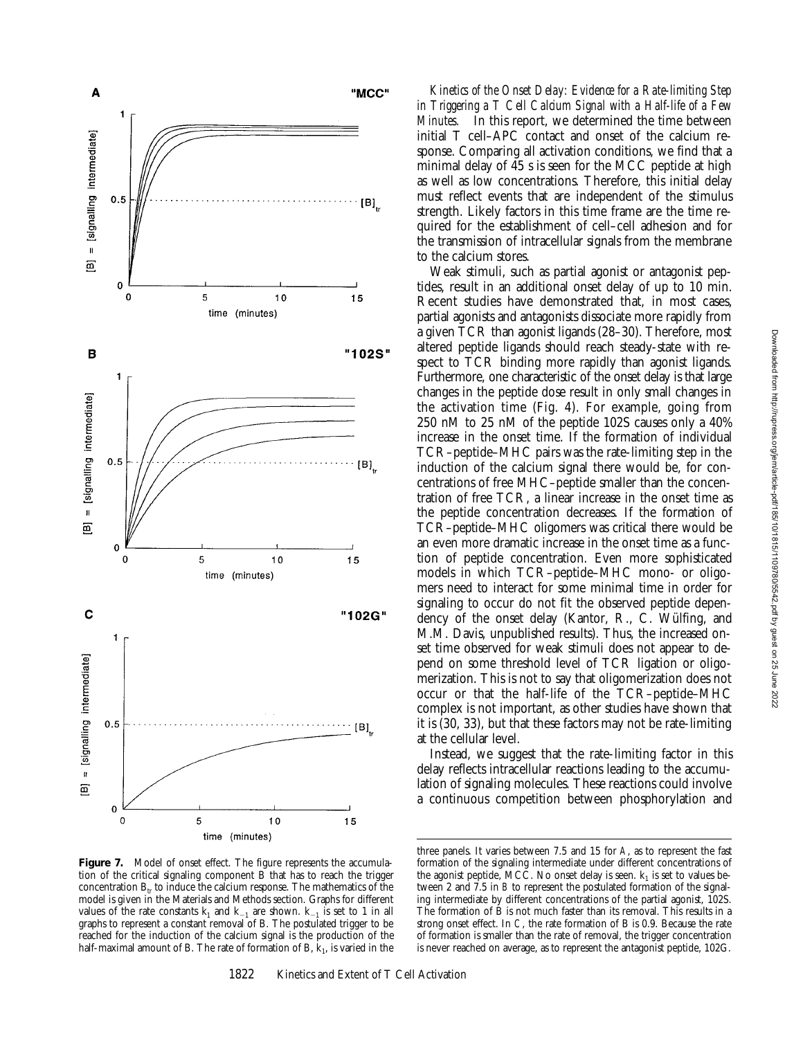**Figure 7.** Model of onset effect. The figure represents the accumulation of the critical signaling component B that has to reach the trigger concentration $B_{tr}$ to induce the calcium response. The mathematics of the model is given in the Materials and Methods section. Graphs for different values of the rate constants $k_1$ and $k_{-1}$ are shown. $k_{-1}$ is set to 1 in all graphs to represent a constant removal of B. The postulated trigger to be reached for the induction of the calcium signal is the production of the half-maximal amount of B. The rate of formation of B, $k_1$, is varied in the three panels. It varies between 7.5 and 15 for *A*, as to represent the fast formation of the signaling intermediate under different concentrations of the agonist peptide, MCC. No onset delay is seen. $k_1$ is set to values between 2 and 7.5 in *B* to represent the postulated formation of the signaling intermediate by different concentrations of the partial agonist, 102S. The formation of B is not much faster than its removal. This results in a strong onset effect. In *C*, the rate formation of B is 0.9. Because the rate of formation is smaller than the rate of removal, the trigger concentration is never reached on average, as to represent the antagonist peptide, 102G.

*Kinetics of the Onset Delay: Evidence for a Rate-limiting Step in Triggering a T Cell Calcium Signal with a Half-life of a Few Minutes.* In this report, we determined the time between initial T cell–APC contact and onset of the calcium response. Comparing all activation conditions, we find that a minimal delay of 45 s is seen for the MCC peptide at high as well as low concentrations. Therefore, this initial delay must reflect events that are independent of the stimulus strength. Likely factors in this time frame are the time required for the establishment of cell–cell adhesion and for the transmission of intracellular signals from the membrane to the calcium stores.

Weak stimuli, such as partial agonist or antagonist peptides, result in an additional onset delay of up to 10 min. Recent studies have demonstrated that, in most cases, partial agonists and antagonists dissociate more rapidly from a given TCR than agonist ligands (28–30). Therefore, most altered peptide ligands should reach steady-state with respect to TCR binding more rapidly than agonist ligands. Furthermore, one characteristic of the onset delay is that large changes in the peptide dose result in only small changes in the activation time (Fig. 4). For example, going from 250 nM to 25 nM of the peptide 102S causes only a 40% increase in the onset time. If the formation of individual TCR–peptide–MHC pairs was the rate-limiting step in the induction of the calcium signal there would be, for concentrations of free MHC–peptide smaller than the concentration of free TCR, a linear increase in the onset time as the peptide concentration decreases. If the formation of TCR–peptide–MHC oligomers was critical there would be an even more dramatic increase in the onset time as a function of peptide concentration. Even more sophisticated models in which TCR–peptide–MHC mono- or oligomers need to interact for some minimal time in order for signaling to occur do not fit the observed peptide dependency of the onset delay (Kantor, R., C. Wülfing, and M.M. Davis, unpublished results). Thus, the increased onset time observed for weak stimuli does not appear to depend on some threshold level of TCR ligation or oligomerization. This is not to say that oligomerization does not occur or that the half-life of the TCR–peptide–MHC complex is not important, as other studies have shown that it is (30, 33), but that these factors may not be rate-limiting at the cellular level.

Instead, we suggest that the rate-limiting factor in this delay reflects intracellular reactions leading to the accumulation of signaling molecules. These reactions could involve a continuous competition between phosphorylation and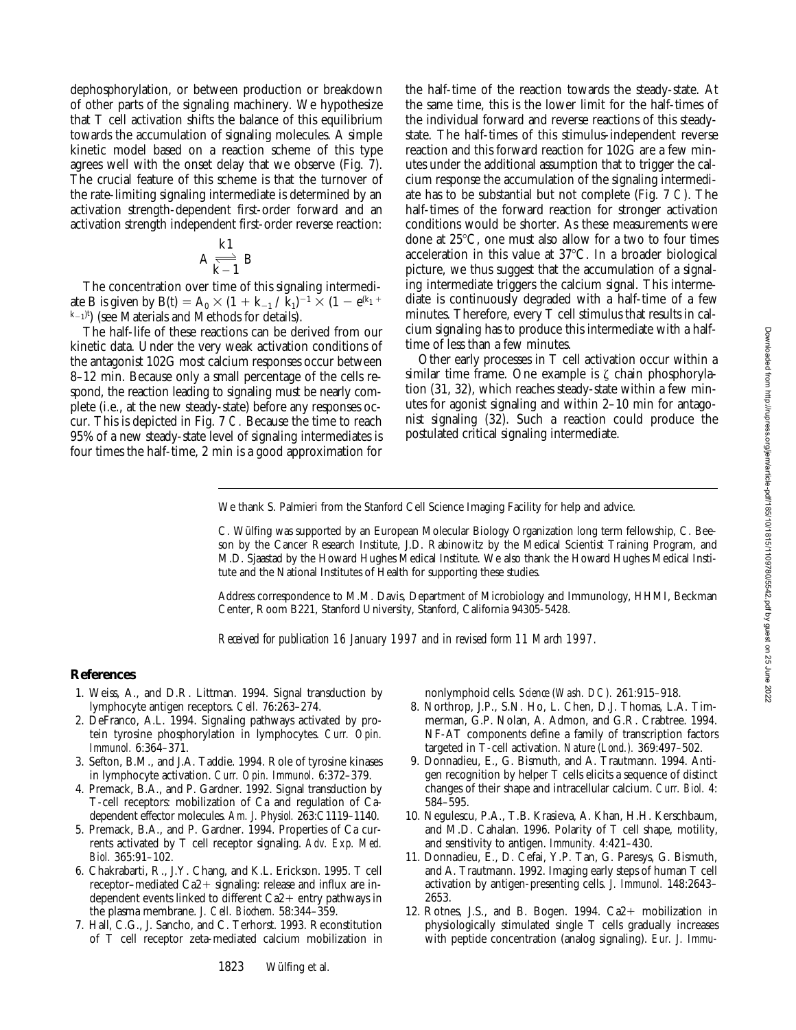dephosphorylation, or between production or breakdown of other parts of the signaling machinery. We hypothesize that T cell activation shifts the balance of this equilibrium towards the accumulation of signaling molecules. A simple kinetic model based on a reaction scheme of this type agrees well with the onset delay that we observe (Fig. 7). The crucial feature of this scheme is that the turnover of the rate-limiting signaling intermediate is determined by an activation strength-dependent first-order forward and an activation strength independent first-order reverse reaction:

$$A \underset{k-1}{\overset{k1}{\rightleftharpoons}} B$$

The concentration over time of this signaling intermediate B is given by $B(t) = A_0 \times (1 + k_{-1} / k_1)^{-1} \times (1 - e^{(k_1 + k_{-1})t})$ (see Materials and Methods for details).

The half-life of these reactions can be derived from our kinetic data. Under the very weak activation conditions of the antagonist 102G most calcium responses occur between 8–12 min. Because only a small percentage of the cells respond, the reaction leading to signaling must be nearly complete (i.e., at the new steady-state) before any responses occur. This is depicted in Fig. 7 *C*. Because the time to reach 95% of a new steady-state level of signaling intermediates is four times the half-time, 2 min is a good approximation for the half-time of the reaction towards the steady-state. At the same time, this is the lower limit for the half-times of the individual forward and reverse reactions of this steady-state. The half-times of this stimulus-independent reverse reaction and this forward reaction for 102G are a few minutes under the additional assumption that to trigger the calcium response the accumulation of the signaling intermediate has to be substantial but not complete (Fig. 7 *C*). The half-times of the forward reaction for stronger activation conditions would be shorter. As these measurements were done at 25°C, one must also allow for a two to four times acceleration in this value at 37°C. In a broader biological picture, we thus suggest that the accumulation of a signaling intermediate triggers the calcium signal. This intermediate is continuously degraded with a half-time of a few minutes. Therefore, every T cell stimulus that results in calcium signaling has to produce this intermediate with a half-time of less than a few minutes.

Other early processes in T cell activation occur within a similar time frame. One example is ζ chain phosphorylation (31, 32), which reaches steady-state within a few minutes for agonist signaling and within 2–10 min for antagonist signaling (32). Such a reaction could produce the postulated critical signaling intermediate.

We thank S. Palmieri from the Stanford Cell Science Imaging Facility for help and advice.

C. Wülfing was supported by an European Molecular Biology Organization long term fellowship, C. Beeson by the Cancer Research Institute, J.D. Rabinowitz by the Medical Scientist Training Program, and M.D. Sjaastad by the Howard Hughes Medical Institute. We also thank the Howard Hughes Medical Institute and the National Institutes of Health for supporting these studies.

Address correspondence to M.M. Davis, Department of Microbiology and Immunology, HHMI, Beckman Center, Room B221, Stanford University, Stanford, California 94305-5428.

*Received for publication 16 January 1997 and in revised form 11 March 1997.*

## References

1. Weiss, A., and D.R. Littman. 1994. Signal transduction by lymphocyte antigen receptors. *Cell.* 76:263–274.
2. DeFranco, A.L. 1994. Signaling pathways activated by protein tyrosine phosphorylation in lymphocytes. *Curr. Opin. Immunol.* 6:364–371.
3. Sefton, B.M., and J.A. Taddie. 1994. Role of tyrosine kinases in lymphocyte activation. *Curr. Opin. Immunol.* 6:372–379.
4. Premack, B.A., and P. Gardner. 1992. Signal transduction by T-cell receptors: mobilization of Ca and regulation of Ca-dependent effector molecules. *Am. J. Physiol.* 263:C1119–1140.
5. Premack, B.A., and P. Gardner. 1994. Properties of Ca currents activated by T cell receptor signaling. *Adv. Exp. Med. Biol.* 365:91–102.
6. Chakrabarti, R., J.Y. Chang, and K.L. Erickson. 1995. T cell receptor–mediated Ca2+ signaling: release and influx are independent events linked to different Ca2+ entry pathways in the plasma membrane. *J. Cell. Biochem.* 58:344–359.
7. Hall, C.G., J. Sancho, and C. Terhorst. 1993. Reconstitution of T cell receptor zeta-mediated calcium mobilization in nonlymphoid cells. *Science (Wash. DC).* 261:915–918.
8. Northrop, J.P., S.N. Ho, L. Chen, D.J. Thomas, L.A. Timmerman, G.P. Nolan, A. Admon, and G.R. Crabtree. 1994. NF-AT components define a family of transcription factors targeted in T-cell activation. *Nature (Lond.).* 369:497–502.
9. Donnadieu, E., G. Bismuth, and A. Trautmann. 1994. Antigen recognition by helper T cells elicits a sequence of distinct changes of their shape and intracellular calcium. *Curr. Biol.* 4: 584–595.
10. Negulescu, P.A., T.B. Krasieva, A. Khan, H.H. Kerschbaum, and M.D. Cahalan. 1996. Polarity of T cell shape, motility, and sensitivity to antigen. *Immunity.* 4:421–430.
11. Donnadieu, E., D. Cefai, Y.P. Tan, G. Paresys, G. Bismuth, and A. Trautmann. 1992. Imaging early steps of human T cell activation by antigen-presenting cells. *J. Immunol.* 148:2643–2653.
12. Rotnes, J.S., and B. Bogen. 1994. Ca2+ mobilization in physiologically stimulated single T cells gradually increases with peptide concentration (analog signaling). *Eur. J. Immu-*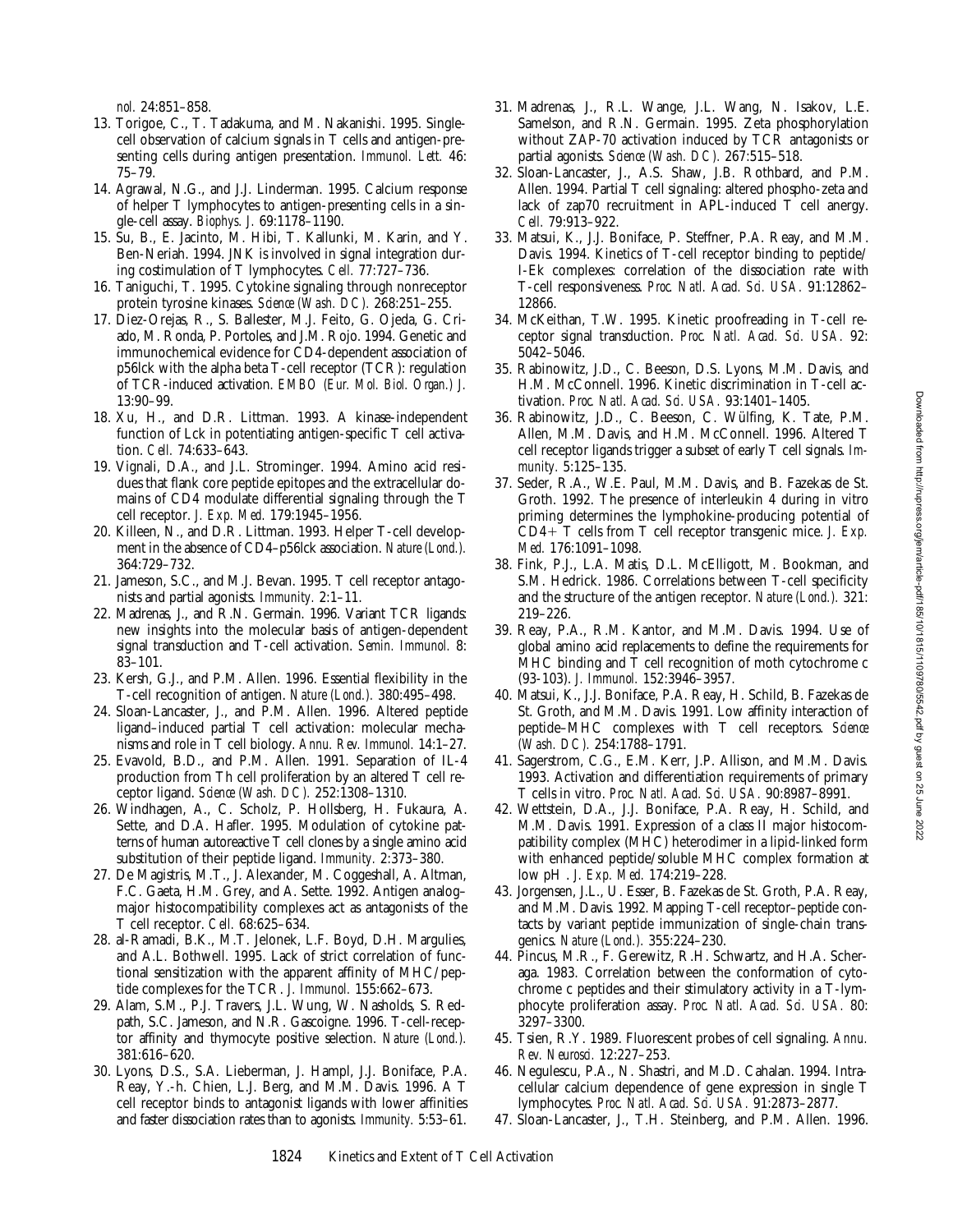*nol.* 24:851–858.

13. Torigoe, C., T. Tadakuma, and M. Nakanishi. 1995. Single-cell observation of calcium signals in T cells and antigen-presenting cells during antigen presentation. *Immunol. Lett.* 46: 75–79.
14. Agrawal, N.G., and J.J. Linderman. 1995. Calcium response of helper T lymphocytes to antigen-presenting cells in a single-cell assay. *Biophys. J.* 69:1178–1190.
15. Su, B., E. Jacinto, M. Hibi, T. Kallunki, M. Karin, and Y. Ben-Neriah. 1994. JNK is involved in signal integration during costimulation of T lymphocytes. *Cell.* 77:727–736.
16. Taniguchi, T. 1995. Cytokine signaling through nonreceptor protein tyrosine kinases. *Science (Wash. DC).* 268:251–255.
17. Diez-Orejas, R., S. Ballester, M.J. Feito, G. Ojeda, G. Criado, M. Ronda, P. Portoles, and J.M. Rojo. 1994. Genetic and immunochemical evidence for CD4-dependent association of p56lck with the alpha beta T-cell receptor (TCR): regulation of TCR-induced activation. *EMBO (Eur. Mol. Biol. Organ.) J.* 13:90–99.
18. Xu, H., and D.R. Littman. 1993. A kinase-independent function of Lck in potentiating antigen-specific T cell activation. *Cell.* 74:633–643.
19. Vignali, D.A., and J.L. Strominger. 1994. Amino acid residues that flank core peptide epitopes and the extracellular domains of CD4 modulate differential signaling through the T cell receptor. *J. Exp. Med.* 179:1945–1956.
20. Killeen, N., and D.R. Littman. 1993. Helper T-cell development in the absence of CD4–p56lck association. *Nature (Lond.).* 364:729–732.
21. Jameson, S.C., and M.J. Bevan. 1995. T cell receptor antagonists and partial agonists. *Immunity.* 2:1–11.
22. Madrenas, J., and R.N. Germain. 1996. Variant TCR ligands: new insights into the molecular basis of antigen-dependent signal transduction and T-cell activation. *Semin. Immunol.* 8: 83–101.
23. Kersh, G.J., and P.M. Allen. 1996. Essential flexibility in the T-cell recognition of antigen. *Nature (Lond.).* 380:495–498.
24. Sloan-Lancaster, J., and P.M. Allen. 1996. Altered peptide ligand–induced partial T cell activation: molecular mechanisms and role in T cell biology. *Annu. Rev. Immunol.* 14:1–27.
25. Evavold, B.D., and P.M. Allen. 1991. Separation of IL-4 production from Th cell proliferation by an altered T cell receptor ligand. *Science (Wash. DC).* 252:1308–1310.
26. Windhagen, A., C. Scholz, P. Hollsberg, H. Fukaura, A. Sette, and D.A. Hafler. 1995. Modulation of cytokine patterns of human autoreactive T cell clones by a single amino acid substitution of their peptide ligand. *Immunity.* 2:373–380.
27. De Magistris, M.T., J. Alexander, M. Coggeshall, A. Altman, F.C. Gaeta, H.M. Grey, and A. Sette. 1992. Antigen analog–major histocompatibility complexes act as antagonists of the T cell receptor. *Cell.* 68:625–634.
28. al-Ramadi, B.K., M.T. Jelonek, L.F. Boyd, D.H. Margulies, and A.L. Bothwell. 1995. Lack of strict correlation of functional sensitization with the apparent affinity of MHC/peptide complexes for the TCR. *J. Immunol.* 155:662–673.
29. Alam, S.M., P.J. Travers, J.L. Wung, W. Nasholds, S. Redpath, S.C. Jameson, and N.R. Gascoigne. 1996. T-cell-receptor affinity and thymocyte positive selection. *Nature (Lond.).* 381:616–620.
30. Lyons, D.S., S.A. Lieberman, J. Hampl, J.J. Boniface, P.A. Reay, Y.-h. Chien, L.J. Berg, and M.M. Davis. 1996. A T cell receptor binds to antagonist ligands with lower affinities and faster dissociation rates than to agonists. *Immunity.* 5:53–61.
31. Madrenas, J., R.L. Wange, J.L. Wang, N. Isakov, L.E. Samelson, and R.N. Germain. 1995. Zeta phosphorylation without ZAP-70 activation induced by TCR antagonists or partial agonists. *Science (Wash. DC).* 267:515–518.
32. Sloan-Lancaster, J., A.S. Shaw, J.B. Rothbard, and P.M. Allen. 1994. Partial T cell signaling: altered phospho-zeta and lack of zap70 recruitment in APL-induced T cell anergy. *Cell.* 79:913–922.
33. Matsui, K., J.J. Boniface, P. Steffner, P.A. Reay, and M.M. Davis. 1994. Kinetics of T-cell receptor binding to peptide/I-Ek complexes: correlation of the dissociation rate with T-cell responsiveness. *Proc. Natl. Acad. Sci. USA.* 91:12862–12866.
34. McKeithan, T.W. 1995. Kinetic proofreading in T-cell receptor signal transduction. *Proc. Natl. Acad. Sci. USA.* 92: 5042–5046.
35. Rabinowitz, J.D., C. Beeson, D.S. Lyons, M.M. Davis, and H.M. McConnell. 1996. Kinetic discrimination in T-cell activation. *Proc. Natl. Acad. Sci. USA.* 93:1401–1405.
36. Rabinowitz, J.D., C. Beeson, C. Wülfing, K. Tate, P.M. Allen, M.M. Davis, and H.M. McConnell. 1996. Altered T cell receptor ligands trigger a subset of early T cell signals. *Immunity.* 5:125–135.
37. Seder, R.A., W.E. Paul, M.M. Davis, and B. Fazekas de St. Groth. 1992. The presence of interleukin 4 during in vitro priming determines the lymphokine-producing potential of CD4+ T cells from T cell receptor transgenic mice. *J. Exp. Med.* 176:1091–1098.
38. Fink, P.J., L.A. Matis, D.L. McElligott, M. Bookman, and S.M. Hedrick. 1986. Correlations between T-cell specificity and the structure of the antigen receptor. *Nature (Lond.).* 321: 219–226.
39. Reay, P.A., R.M. Kantor, and M.M. Davis. 1994. Use of global amino acid replacements to define the requirements for MHC binding and T cell recognition of moth cytochrome c (93-103). *J. Immunol.* 152:3946–3957.
40. Matsui, K., J.J. Boniface, P.A. Reay, H. Schild, B. Fazekas de St. Groth, and M.M. Davis. 1991. Low affinity interaction of peptide–MHC complexes with T cell receptors. *Science (Wash. DC).* 254:1788–1791.
41. Sagerstrom, C.G., E.M. Kerr, J.P. Allison, and M.M. Davis. 1993. Activation and differentiation requirements of primary T cells in vitro. *Proc. Natl. Acad. Sci. USA.* 90:8987–8991.
42. Wettstein, D.A., J.J. Boniface, P.A. Reay, H. Schild, and M.M. Davis. 1991. Expression of a class II major histocompatibility complex (MHC) heterodimer in a lipid-linked form with enhanced peptide/soluble MHC complex formation at low pH . *J. Exp. Med.* 174:219–228.
43. Jorgensen, J.L., U. Esser, B. Fazekas de St. Groth, P.A. Reay, and M.M. Davis. 1992. Mapping T-cell receptor–peptide contacts by variant peptide immunization of single-chain transgenics. *Nature (Lond.).* 355:224–230.
44. Pincus, M.R., F. Gerewitz, R.H. Schwartz, and H.A. Scheraga. 1983. Correlation between the conformation of cytochrome c peptides and their stimulatory activity in a T-lymphocyte proliferation assay. *Proc. Natl. Acad. Sci. USA.* 80: 3297–3300.
45. Tsien, R.Y. 1989. Fluorescent probes of cell signaling. *Annu. Rev. Neurosci.* 12:227–253.
46. Negulescu, P.A., N. Shastri, and M.D. Cahalan. 1994. Intracellular calcium dependence of gene expression in single T lymphocytes. *Proc. Natl. Acad. Sci. USA.* 91:2873–2877.
47. Sloan-Lancaster, J., T.H. Steinberg, and P.M. Allen. 1996.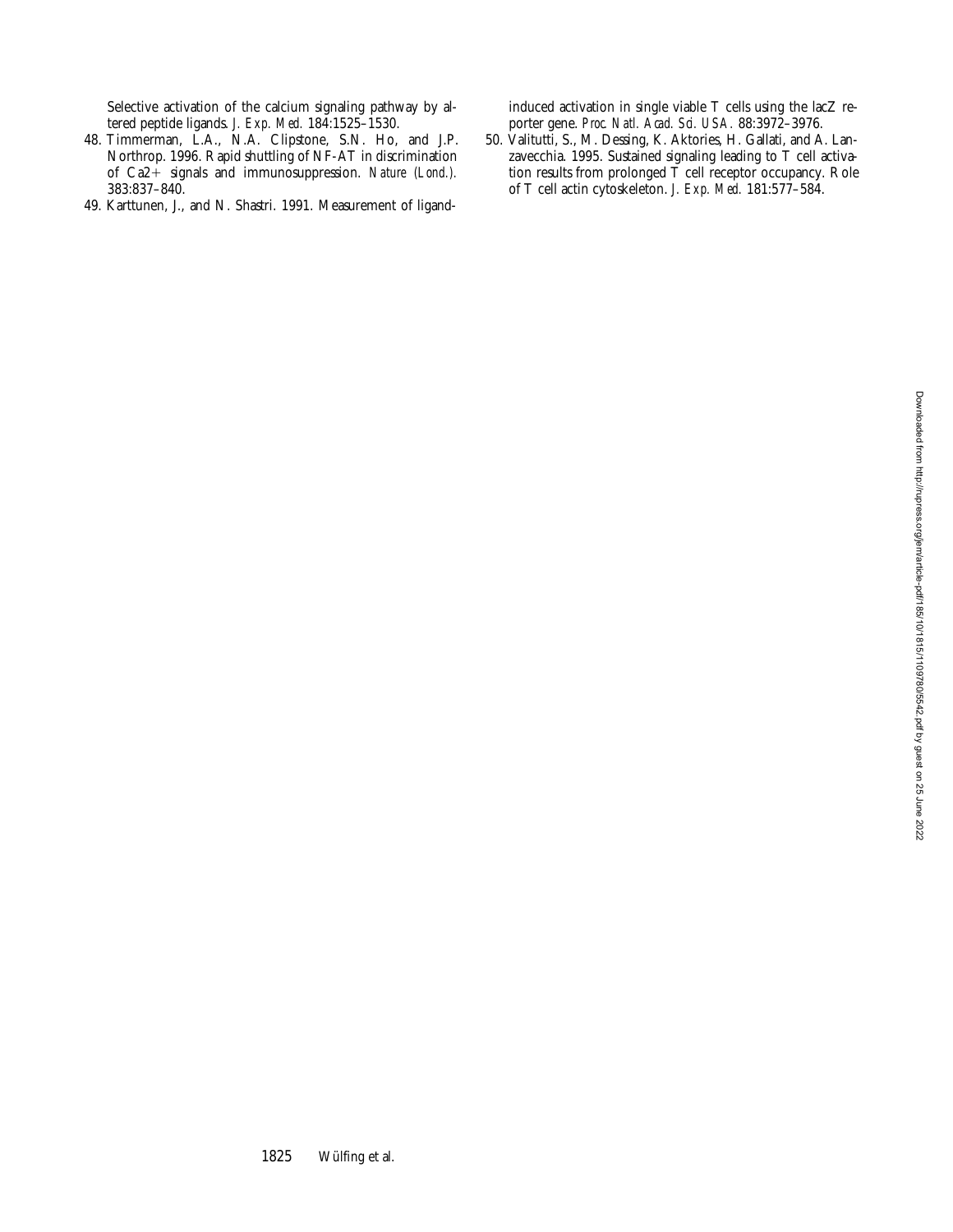Selective activation of the calcium signaling pathway by altered peptide ligands. *J. Exp. Med.* 184:1525–1530.

48. Timmerman, L.A., N.A. Clipstone, S.N. Ho, and J.P. Northrop. 1996. Rapid shuttling of NF-AT in discrimination of Ca2+ signals and immunosuppression. *Nature (Lond.).* 383:837–840.
49. Karttunen, J., and N. Shastri. 1991. Measurement of ligand-induced activation in single viable T cells using the lacZ reporter gene. *Proc. Natl. Acad. Sci. USA.* 88:3972–3976.
50. Valitutti, S., M. Dessing, K. Aktories, H. Gallati, and A. Lanzavecchia. 1995. Sustained signaling leading to T cell activation results from prolonged T cell receptor occupancy. Role of T cell actin cytoskeleton. *J. Exp. Med.* 181:577–584.